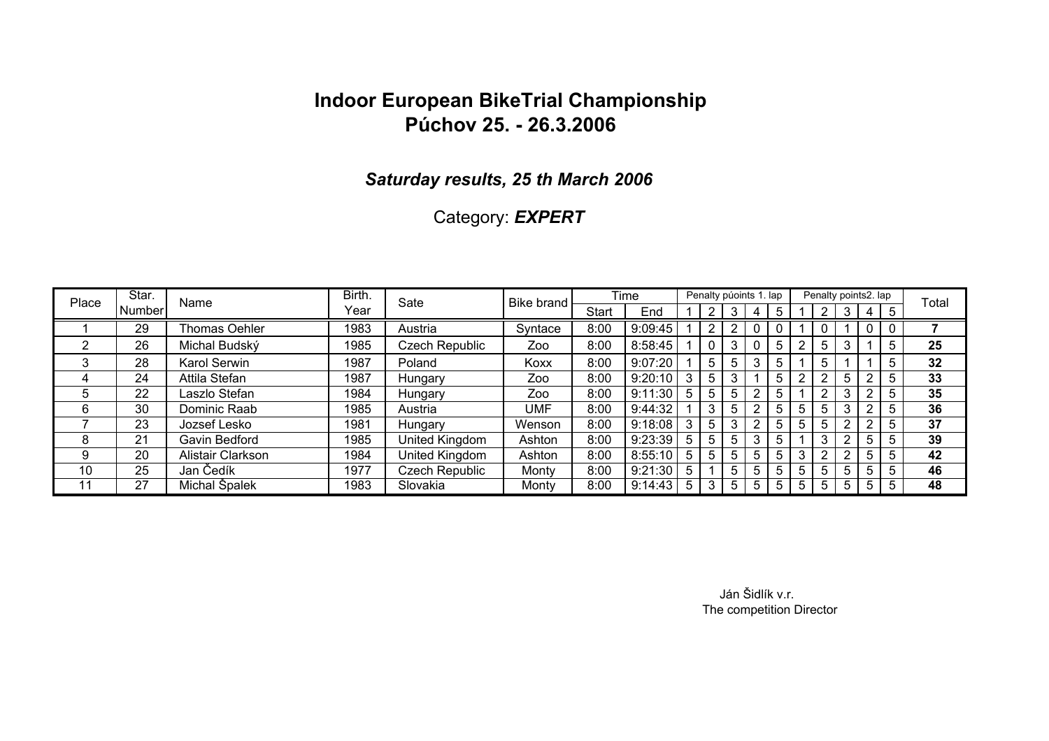# Indoor European BikeTrial Championship
# Púchov 25. - 26.3.2006

### *Saturday results, 25 th March 2006*

Category: ***EXPERT***

| Place | Star. Number | Name | Birth. Year | Sate | Bike brand | Time | | Penalty púoints 1. lap | | | | | Penalty points2. lap | | | | | Total |
|---|---|---|---|---|---|---|---|---|---|---|---|---|---|---|---|---|---|---|
| | | | | | | Start | End | 1 | 2 | 3 | 4 | 5 | 1 | 2 | 3 | 4 | 5 | |
| 1 | 29 | Thomas Oehler | 1983 | Austria | Syntace | 8:00 | 9:09:45 | 1 | 2 | 2 | 0 | 0 | 1 | 0 | 1 | 0 | 0 | **7** |
| 2 | 26 | Michal Budský | 1985 | Czech Republic | Zoo | 8:00 | 8:58:45 | 1 | 0 | 3 | 0 | 5 | 2 | 5 | 3 | 1 | 5 | **25** |
| 3 | 28 | Karol Serwin | 1987 | Poland | Koxx | 8:00 | 9:07:20 | 1 | 5 | 5 | 3 | 5 | 1 | 5 | 1 | 1 | 5 | **32** |
| 4 | 24 | Attila Stefan | 1987 | Hungary | Zoo | 8:00 | 9:20:10 | 3 | 5 | 3 | 1 | 5 | 2 | 2 | 5 | 2 | 5 | **33** |
| 5 | 22 | Laszlo Stefan | 1984 | Hungary | Zoo | 8:00 | 9:11:30 | 5 | 5 | 5 | 2 | 5 | 1 | 2 | 3 | 2 | 5 | **35** |
| 6 | 30 | Dominic Raab | 1985 | Austria | UMF | 8:00 | 9:44:32 | 1 | 3 | 5 | 2 | 5 | 5 | 5 | 3 | 2 | 5 | **36** |
| 7 | 23 | Jozsef Lesko | 1981 | Hungary | Wenson | 8:00 | 9:18:08 | 3 | 5 | 3 | 2 | 5 | 5 | 5 | 2 | 2 | 5 | **37** |
| 8 | 21 | Gavin Bedford | 1985 | United Kingdom | Ashton | 8:00 | 9:23:39 | 5 | 5 | 5 | 3 | 5 | 1 | 3 | 2 | 5 | 5 | **39** |
| 9 | 20 | Alistair Clarkson | 1984 | United Kingdom | Ashton | 8:00 | 8:55:10 | 5 | 5 | 5 | 5 | 5 | 3 | 2 | 2 | 5 | 5 | **42** |
| 10 | 25 | Jan Čedík | 1977 | Czech Republic | Monty | 8:00 | 9:21:30 | 5 | 1 | 5 | 5 | 5 | 5 | 5 | 5 | 5 | 5 | **46** |
| 11 | 27 | Michal Špalek | 1983 | Slovakia | Monty | 8:00 | 9:14:43 | 5 | 3 | 5 | 5 | 5 | 5 | 5 | 5 | 5 | 5 | **48** |

Ján Šidlík v.r.
The competition Director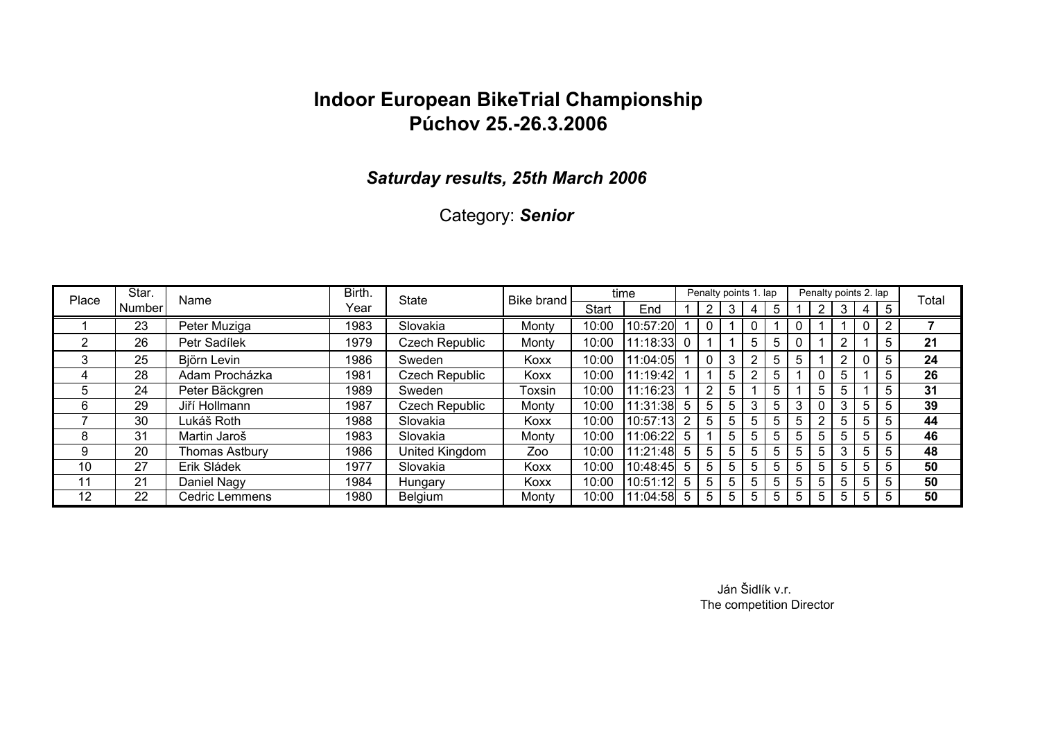# Indoor European BikeTrial Championship
# Púchov 25.-26.3.2006

## *Saturday results, 25th March 2006*

Category: ***Senior***

| Place | Star. Number | Name | Birth. Year | State | Bike brand | time | | Penalty points 1. lap | | | | | Penalty points 2. lap | | | | | Total |
|---|---|---|---|---|---|---|---|---|---|---|---|---|---|---|---|---|---|---|
| | | | | | | Start | End | 1 | 2 | 3 | 4 | 5 | 1 | 2 | 3 | 4 | 5 | |
| 1 | 23 | Peter Muziga | 1983 | Slovakia | Monty | 10:00 | 10:57:20 | 1 | 0 | 1 | 0 | 1 | 0 | 1 | 1 | 0 | 2 | **7** |
| 2 | 26 | Petr Sadílek | 1979 | Czech Republic | Monty | 10:00 | 11:18:33 | 0 | 1 | 1 | 5 | 5 | 0 | 1 | 2 | 1 | 5 | **21** |
| 3 | 25 | Björn Levin | 1986 | Sweden | Koxx | 10:00 | 11:04:05 | 1 | 0 | 3 | 2 | 5 | 5 | 1 | 2 | 0 | 5 | **24** |
| 4 | 28 | Adam Procházka | 1981 | Czech Republic | Koxx | 10:00 | 11:19:42 | 1 | 1 | 5 | 2 | 5 | 1 | 0 | 5 | 1 | 5 | **26** |
| 5 | 24 | Peter Bäckgren | 1989 | Sweden | Toxsin | 10:00 | 11:16:23 | 1 | 2 | 5 | 1 | 5 | 1 | 5 | 5 | 1 | 5 | **31** |
| 6 | 29 | Jiří Hollmann | 1987 | Czech Republic | Monty | 10:00 | 11:31:38 | 5 | 5 | 5 | 3 | 5 | 3 | 0 | 3 | 5 | 5 | **39** |
| 7 | 30 | Lukáš Roth | 1988 | Slovakia | Koxx | 10:00 | 10:57:13 | 2 | 5 | 5 | 5 | 5 | 5 | 2 | 5 | 5 | 5 | **44** |
| 8 | 31 | Martin Jaroš | 1983 | Slovakia | Monty | 10:00 | 11:06:22 | 5 | 1 | 5 | 5 | 5 | 5 | 5 | 5 | 5 | 5 | **46** |
| 9 | 20 | Thomas Astbury | 1986 | United Kingdom | Zoo | 10:00 | 11:21:48 | 5 | 5 | 5 | 5 | 5 | 5 | 5 | 3 | 5 | 5 | **48** |
| 10 | 27 | Erik Sládek | 1977 | Slovakia | Koxx | 10:00 | 10:48:45 | 5 | 5 | 5 | 5 | 5 | 5 | 5 | 5 | 5 | 5 | **50** |
| 11 | 21 | Daniel Nagy | 1984 | Hungary | Koxx | 10:00 | 10:51:12 | 5 | 5 | 5 | 5 | 5 | 5 | 5 | 5 | 5 | 5 | **50** |
| 12 | 22 | Cedric Lemmens | 1980 | Belgium | Monty | 10:00 | 11:04:58 | 5 | 5 | 5 | 5 | 5 | 5 | 5 | 5 | 5 | 5 | **50** |

Ján Šidlík v.r.
The competition Director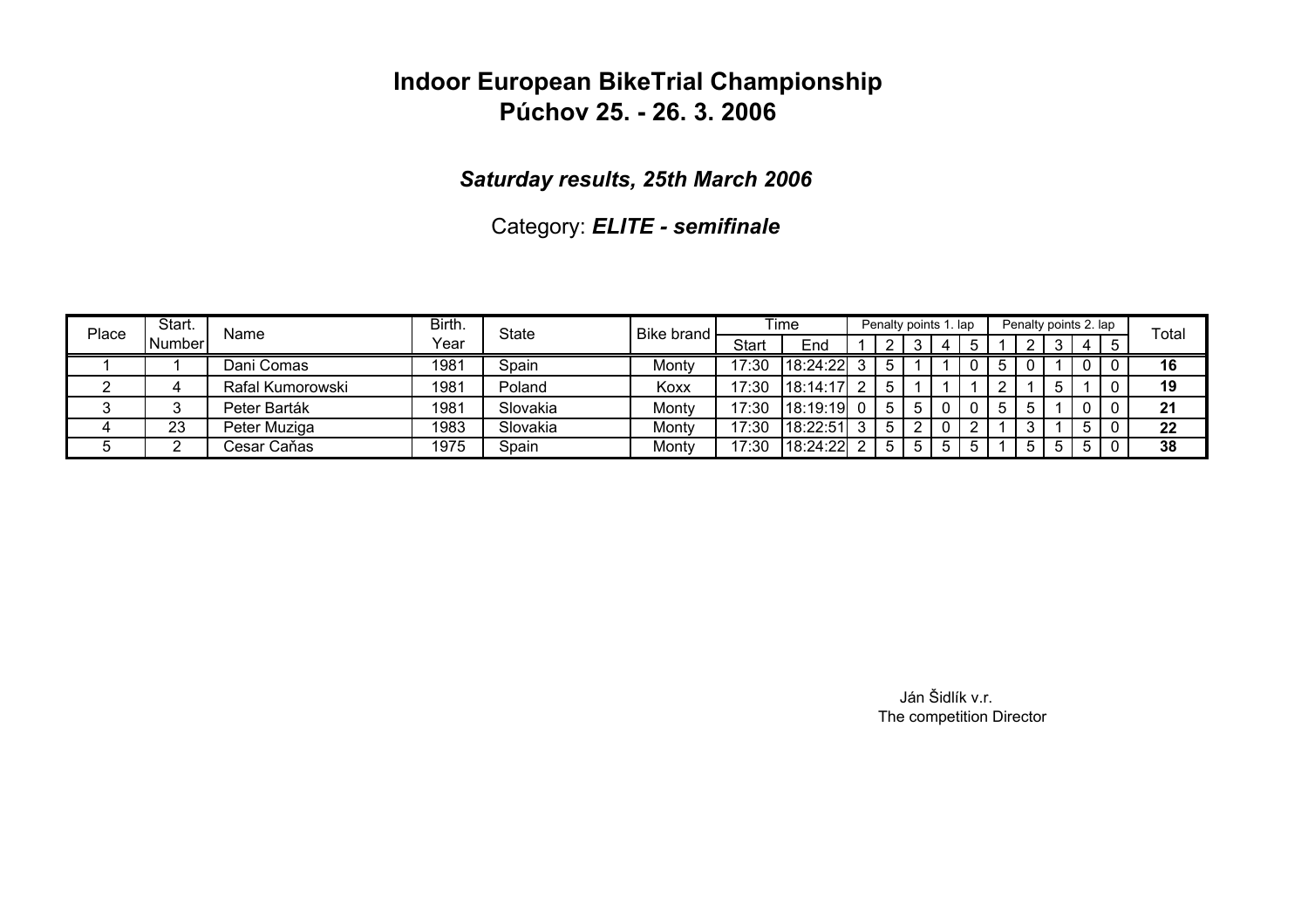# Indoor European BikeTrial Championship
# Púchov 25. - 26. 3. 2006

### *Saturday results, 25th March 2006*

### Category: ***ELITE - semifinale***

| Place | Start. Number | Name | Birth. Year | State | Bike brand | Time | | Penalty points 1. lap | | | | | Penalty points 2. lap | | | | | Total |
|---|---|---|---|---|---|---|---|---|---|---|---|---|---|---|---|---|---|---|
| | | | | | | Start | End | 1 | 2 | 3 | 4 | 5 | 1 | 2 | 3 | 4 | 5 | |
| 1 | 1 | Dani Comas | 1981 | Spain | Monty | 17:30 | 18:24:22 | 3 | 5 | 1 | 1 | 0 | 5 | 0 | 1 | 0 | 0 | **16** |
| 2 | 4 | Rafal Kumorowski | 1981 | Poland | Koxx | 17:30 | 18:14:17 | 2 | 5 | 1 | 1 | 1 | 2 | 1 | 5 | 1 | 0 | **19** |
| 3 | 3 | Peter Barták | 1981 | Slovakia | Monty | 17:30 | 18:19:19 | 0 | 5 | 5 | 0 | 0 | 5 | 5 | 1 | 0 | 0 | **21** |
| 4 | 23 | Peter Muziga | 1983 | Slovakia | Monty | 17:30 | 18:22:51 | 3 | 5 | 2 | 0 | 2 | 1 | 3 | 1 | 5 | 0 | **22** |
| 5 | 2 | Cesar Caňas | 1975 | Spain | Monty | 17:30 | 18:24:22 | 2 | 5 | 5 | 5 | 5 | 1 | 5 | 5 | 5 | 0 | **38** |

Ján Šidlík v.r.
The competition Director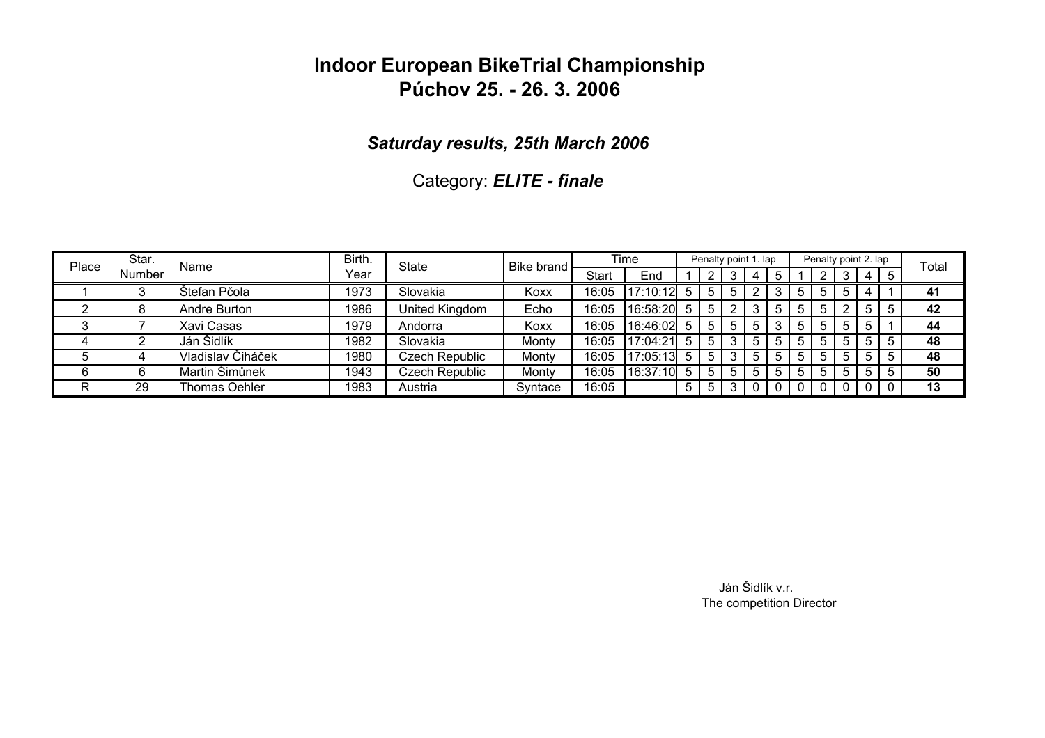# Indoor European BikeTrial Championship
# Púchov 25. - 26. 3. 2006

### *Saturday results, 25th March 2006*

### Category: ***ELITE - finale***

| Place | Star. Number | Name | Birth. Year | State | Bike brand | Time | | Penalty point 1. lap | | | | | Penalty point 2. lap | | | | | Total |
|---|---|---|---|---|---|---|---|---|---|---|---|---|---|---|---|---|---|---|
| | | | | | | Start | End | 1 | 2 | 3 | 4 | 5 | 1 | 2 | 3 | 4 | 5 | |
| 1 | 3 | Štefan Pčola | 1973 | Slovakia | Koxx | 16:05 | 17:10:12 | 5 | 5 | 5 | 2 | 3 | 5 | 5 | 5 | 4 | 1 | **41** |
| 2 | 8 | Andre Burton | 1986 | United Kingdom | Echo | 16:05 | 16:58:20 | 5 | 5 | 2 | 3 | 5 | 5 | 5 | 2 | 5 | 5 | **42** |
| 3 | 7 | Xavi Casas | 1979 | Andorra | Koxx | 16:05 | 16:46:02 | 5 | 5 | 5 | 5 | 3 | 5 | 5 | 5 | 5 | 1 | **44** |
| 4 | 2 | Ján Šidlík | 1982 | Slovakia | Monty | 16:05 | 17:04:21 | 5 | 5 | 3 | 5 | 5 | 5 | 5 | 5 | 5 | 5 | **48** |
| 5 | 4 | Vladislav Čiháček | 1980 | Czech Republic | Monty | 16:05 | 17:05:13 | 5 | 5 | 3 | 5 | 5 | 5 | 5 | 5 | 5 | 5 | **48** |
| 6 | 6 | Martin Šimůnek | 1943 | Czech Republic | Monty | 16:05 | 16:37:10 | 5 | 5 | 5 | 5 | 5 | 5 | 5 | 5 | 5 | 5 | **50** |
| R | 29 | Thomas Oehler | 1983 | Austria | Syntace | 16:05 | | 5 | 5 | 3 | 0 | 0 | 0 | 0 | 0 | 0 | 0 | **13** |

Ján Šidlík v.r.
The competition Director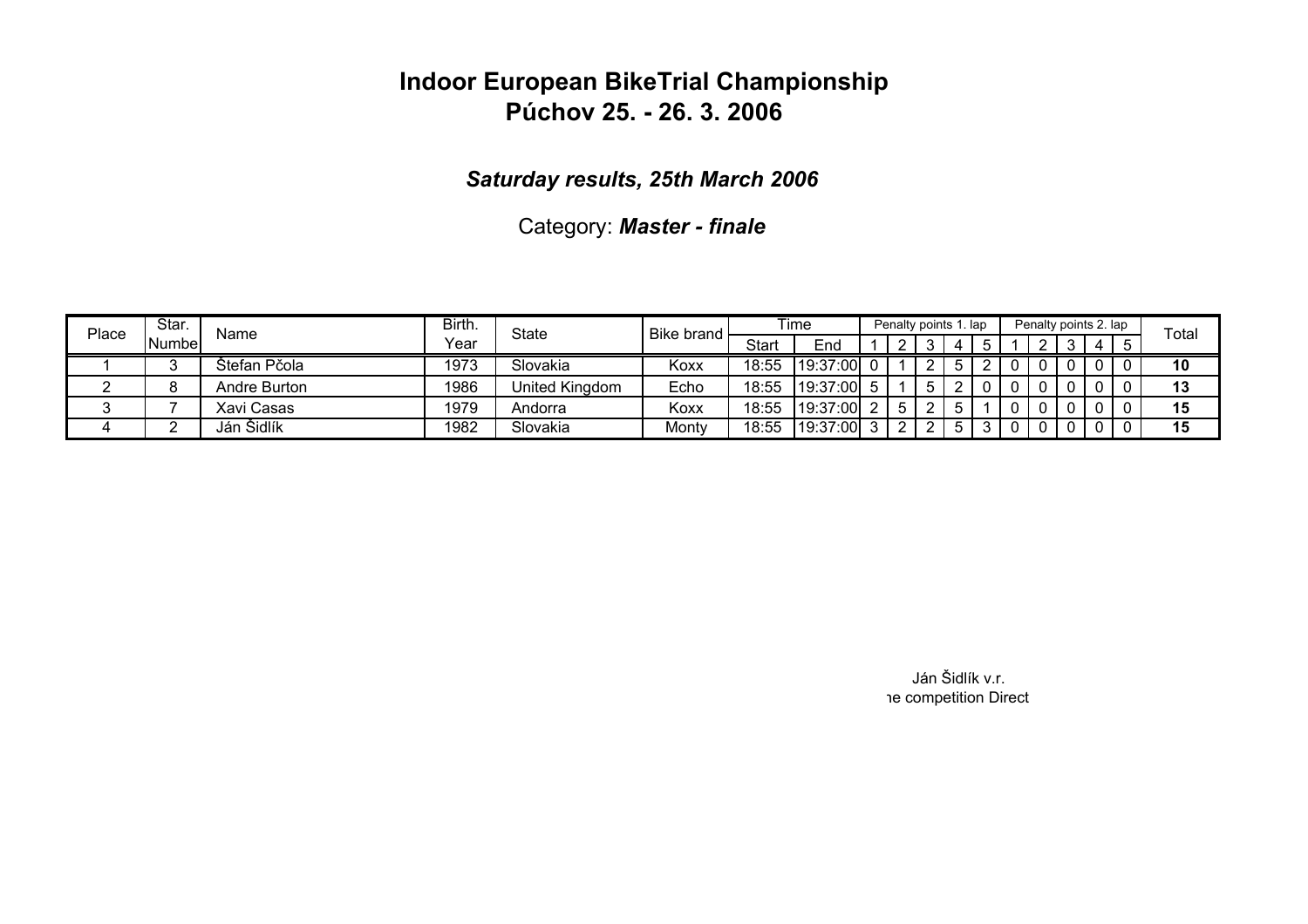# Indoor European BikeTrial Championship
# Púchov 25. - 26. 3. 2006

***Saturday results, 25th March 2006***

Category: ***Master - finale***

| Place | Star. Numbe | Name | Birth. Year | State | Bike brand | Time | | Penalty points 1. lap | | | | | Penalty points 2. lap | | | | | Total |
|---|---|---|---|---|---|---|---|---|---|---|---|---|---|---|---|---|---|---|
| | | | | | | Start | End | 1 | 2 | 3 | 4 | 5 | 1 | 2 | 3 | 4 | 5 | |
| 1 | 3 | Štefan Pčola | 1973 | Slovakia | Koxx | 18:55 | 19:37:00 | 0 | 1 | 2 | 5 | 2 | 0 | 0 | 0 | 0 | 0 | **10** |
| 2 | 8 | Andre Burton | 1986 | United Kingdom | Echo | 18:55 | 19:37:00 | 5 | 1 | 5 | 2 | 0 | 0 | 0 | 0 | 0 | 0 | **13** |
| 3 | 7 | Xavi Casas | 1979 | Andorra | Koxx | 18:55 | 19:37:00 | 2 | 5 | 2 | 5 | 1 | 0 | 0 | 0 | 0 | 0 | **15** |
| 4 | 2 | Ján Šidlík | 1982 | Slovakia | Monty | 18:55 | 19:37:00 | 3 | 2 | 2 | 5 | 3 | 0 | 0 | 0 | 0 | 0 | **15** |

Ján Šidlík v.r.
ne competition Direct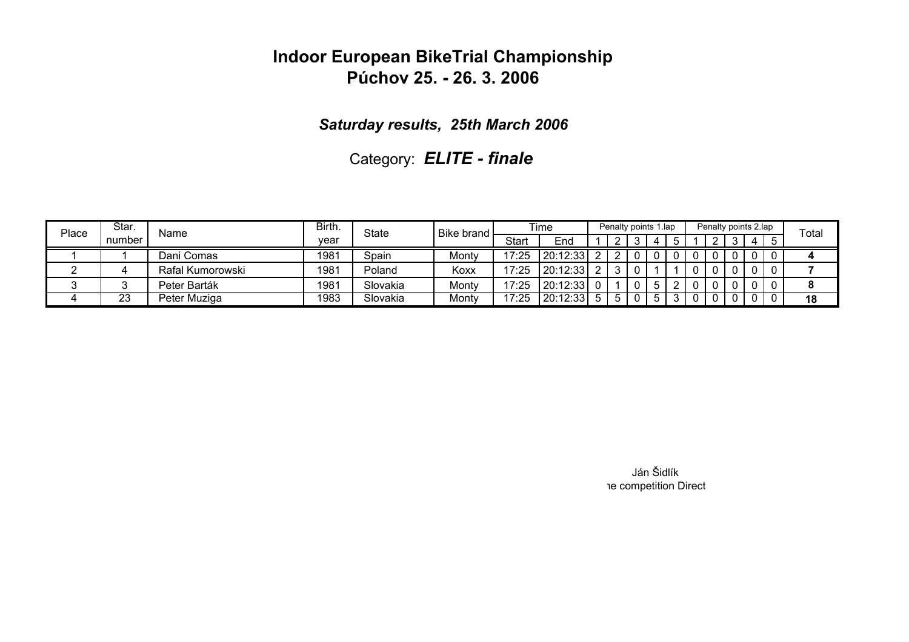# Indoor European BikeTrial Championship
# Púchov 25. - 26. 3. 2006

***Saturday results, 25th March 2006***

Category: ***ELITE - finale***

| Place | Star. number | Name | Birth. year | State | Bike brand | Time | | Penalty points 1.lap | | | | | Penalty points 2.lap | | | | | Total |
|---|---|---|---|---|---|---|---|---|---|---|---|---|---|---|---|---|---|---|
| | | | | | | Start | End | 1 | 2 | 3 | 4 | 5 | 1 | 2 | 3 | 4 | 5 | |
| 1 | 1 | Dani Comas | 1981 | Spain | Monty | 17:25 | 20:12:33 | 2 | 2 | 0 | 0 | 0 | 0 | 0 | 0 | 0 | 0 | **4** |
| 2 | 4 | Rafal Kumorowski | 1981 | Poland | Koxx | 17:25 | 20:12:33 | 2 | 3 | 0 | 1 | 1 | 0 | 0 | 0 | 0 | 0 | **7** |
| 3 | 3 | Peter Barták | 1981 | Slovakia | Monty | 17:25 | 20:12:33 | 0 | 1 | 0 | 5 | 2 | 0 | 0 | 0 | 0 | 0 | **8** |
| 4 | 23 | Peter Muziga | 1983 | Slovakia | Monty | 17:25 | 20:12:33 | 5 | 5 | 0 | 5 | 3 | 0 | 0 | 0 | 0 | 0 | **18** |

Ján Šidlík
ne competition Direct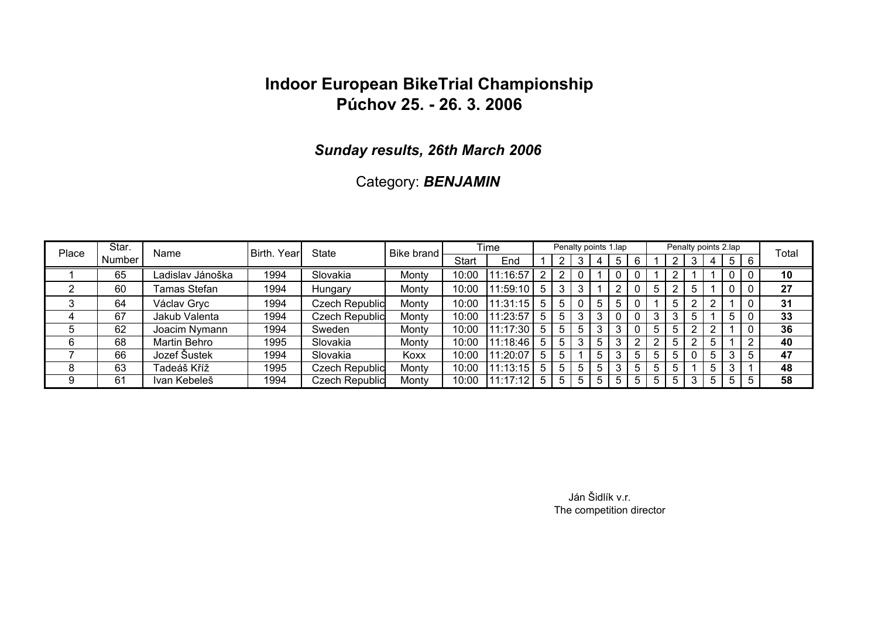# Indoor European BikeTrial Championship
# Púchov 25. - 26. 3. 2006

### *Sunday results, 26th March 2006*

### Category: ***BENJAMIN***

| Place | Star. Number | Name | Birth. Year | State | Bike brand | Time | | Penalty points 1.lap | | | | | | Penalty points 2.lap | | | | | | Total |
|---|---|---|---|---|---|---|---|---|---|---|---|---|---|---|---|---|---|---|---|---|
| | | | | | | Start | End | 1 | 2 | 3 | 4 | 5 | 6 | 1 | 2 | 3 | 4 | 5 | 6 | |
| 1 | 65 | Ladislav Jánoška | 1994 | Slovakia | Monty | 10:00 | 11:16:57 | 2 | 2 | 0 | 1 | 0 | 0 | 1 | 2 | 1 | 1 | 0 | 0 | **10** |
| 2 | 60 | Tamas Stefan | 1994 | Hungary | Monty | 10:00 | 11:59:10 | 5 | 3 | 3 | 1 | 2 | 0 | 5 | 2 | 5 | 1 | 0 | 0 | **27** |
| 3 | 64 | Václav Gryc | 1994 | Czech Republic | Monty | 10:00 | 11:31:15 | 5 | 5 | 0 | 5 | 5 | 0 | 1 | 5 | 2 | 2 | 1 | 0 | **31** |
| 4 | 67 | Jakub Valenta | 1994 | Czech Republic | Monty | 10:00 | 11:23:57 | 5 | 5 | 3 | 3 | 0 | 0 | 3 | 3 | 5 | 1 | 5 | 0 | **33** |
| 5 | 62 | Joacim Nymann | 1994 | Sweden | Monty | 10:00 | 11:17:30 | 5 | 5 | 5 | 3 | 3 | 0 | 5 | 5 | 2 | 2 | 1 | 0 | **36** |
| 6 | 68 | Martin Behro | 1995 | Slovakia | Monty | 10:00 | 11:18:46 | 5 | 5 | 3 | 5 | 3 | 2 | 2 | 5 | 2 | 5 | 1 | 2 | **40** |
| 7 | 66 | Jozef Šustek | 1994 | Slovakia | Koxx | 10:00 | 11:20:07 | 5 | 5 | 1 | 5 | 3 | 5 | 5 | 5 | 0 | 5 | 3 | 5 | **47** |
| 8 | 63 | Tadeáš Kříž | 1995 | Czech Republic | Monty | 10:00 | 11:13:15 | 5 | 5 | 5 | 5 | 3 | 5 | 5 | 5 | 1 | 5 | 3 | 1 | **48** |
| 9 | 61 | Ivan Kebeleš | 1994 | Czech Republic | Monty | 10:00 | 11:17:12 | 5 | 5 | 5 | 5 | 5 | 5 | 5 | 5 | 3 | 5 | 5 | 5 | **58** |

Ján Šidlík v.r.
The competition director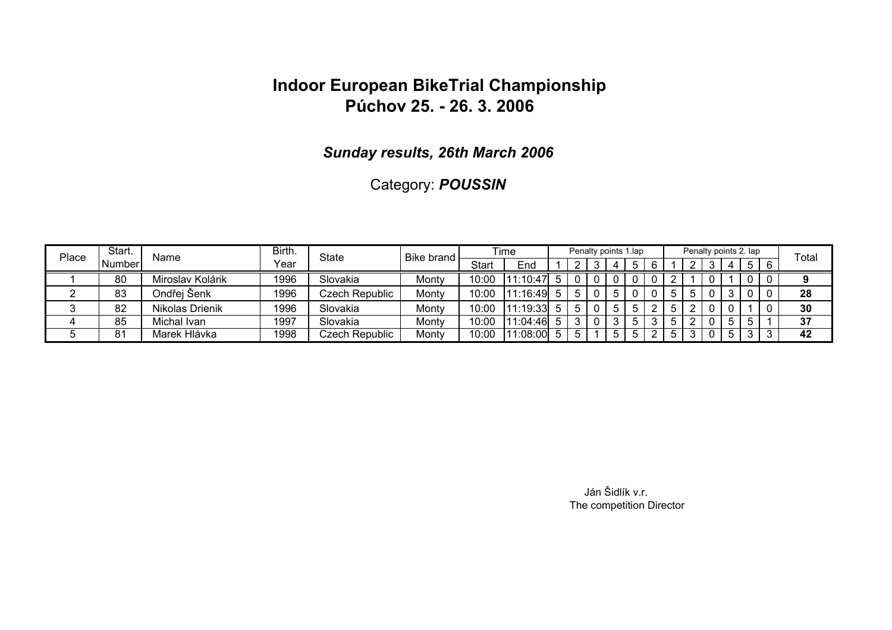# Indoor European BikeTrial Championship
# Púchov 25. - 26. 3. 2006

### *Sunday results, 26th March 2006*

Category: ***POUSSIN***

| Place | Start. Number | Name | Birth. Year | State | Bike brand | Time | | Penalty points 1.lap | | | | | | Penalty points 2. lap | | | | | | Total |
|---|---|---|---|---|---|---|---|---|---|---|---|---|---|---|---|---|---|---|---|---|
| | | | | | | Start | End | 1 | 2 | 3 | 4 | 5 | 6 | 1 | 2 | 3 | 4 | 5 | 6 | |
| 1 | 80 | Miroslav Kolárik | 1996 | Slovakia | Monty | 10:00 | 11:10:47 | 5 | 0 | 0 | 0 | 0 | 0 | 2 | 1 | 0 | 1 | 0 | 0 | **9** |
| 2 | 83 | Ondřej Šenk | 1996 | Czech Republic | Monty | 10:00 | 11:16:49 | 5 | 5 | 0 | 5 | 0 | 0 | 5 | 5 | 0 | 3 | 0 | 0 | **28** |
| 3 | 82 | Nikolas Drienik | 1996 | Slovakia | Monty | 10:00 | 11:19:33 | 5 | 5 | 0 | 5 | 5 | 2 | 5 | 2 | 0 | 0 | 1 | 0 | **30** |
| 4 | 85 | Michal Ivan | 1997 | Slovakia | Monty | 10:00 | 11:04:46 | 5 | 3 | 0 | 3 | 5 | 3 | 5 | 2 | 0 | 5 | 5 | 1 | **37** |
| 5 | 81 | Marek Hlávka | 1998 | Czech Republic | Monty | 10:00 | 11:08:00 | 5 | 5 | 1 | 5 | 5 | 2 | 5 | 3 | 0 | 5 | 3 | 3 | **42** |

Ján Šidlík v.r.
The competition Director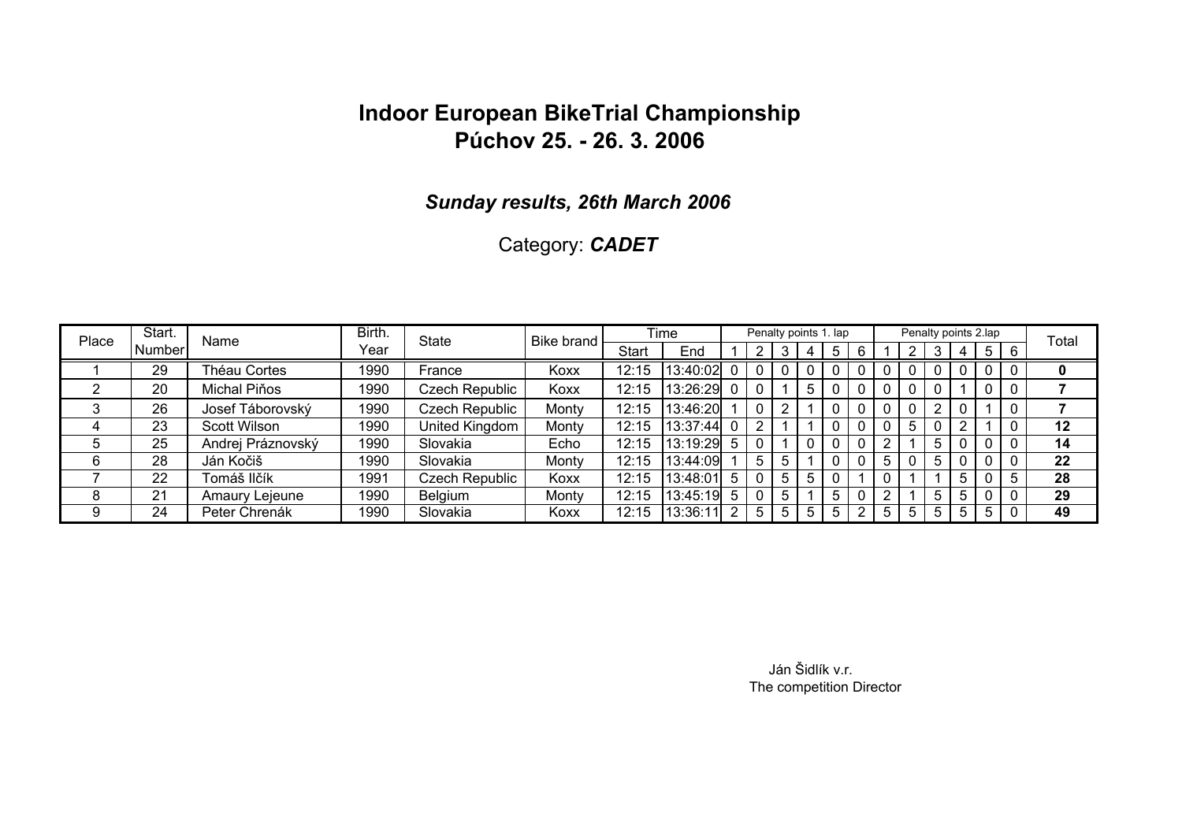# Indoor European BikeTrial Championship
# Púchov 25. - 26. 3. 2006

***Sunday results, 26th March 2006***

Category: ***CADET***

| Place | Start. Number | Name | Birth. Year | State | Bike brand | Time | | Penalty points 1. lap | | | | | | Penalty points 2.lap | | | | | | Total |
|---|---|---|---|---|---|---|---|---|---|---|---|---|---|---|---|---|---|---|---|---|
| | | | | | | Start | End | 1 | 2 | 3 | 4 | 5 | 6 | 1 | 2 | 3 | 4 | 5 | 6 | |
| 1 | 29 | Théau Cortes | 1990 | France | Koxx | 12:15 | 13:40:02 | 0 | 0 | 0 | 0 | 0 | 0 | 0 | 0 | 0 | 0 | 0 | 0 | **0** |
| 2 | 20 | Michal Piňos | 1990 | Czech Republic | Koxx | 12:15 | 13:26:29 | 0 | 0 | 1 | 5 | 0 | 0 | 0 | 0 | 0 | 1 | 0 | 0 | **7** |
| 3 | 26 | Josef Táborovský | 1990 | Czech Republic | Monty | 12:15 | 13:46:20 | 1 | 0 | 2 | 1 | 0 | 0 | 0 | 0 | 2 | 0 | 1 | 0 | **7** |
| 4 | 23 | Scott Wilson | 1990 | United Kingdom | Monty | 12:15 | 13:37:44 | 0 | 2 | 1 | 1 | 0 | 0 | 0 | 5 | 0 | 2 | 1 | 0 | **12** |
| 5 | 25 | Andrej Práznovský | 1990 | Slovakia | Echo | 12:15 | 13:19:29 | 5 | 0 | 1 | 0 | 0 | 0 | 2 | 1 | 5 | 0 | 0 | 0 | **14** |
| 6 | 28 | Ján Kočiš | 1990 | Slovakia | Monty | 12:15 | 13:44:09 | 1 | 5 | 5 | 1 | 0 | 0 | 5 | 0 | 5 | 0 | 0 | 0 | **22** |
| 7 | 22 | Tomáš Ilčík | 1991 | Czech Republic | Koxx | 12:15 | 13:48:01 | 5 | 0 | 5 | 5 | 0 | 1 | 0 | 1 | 1 | 5 | 0 | 5 | **28** |
| 8 | 21 | Amaury Lejeune | 1990 | Belgium | Monty | 12:15 | 13:45:19 | 5 | 0 | 5 | 1 | 5 | 0 | 2 | 1 | 5 | 5 | 0 | 0 | **29** |
| 9 | 24 | Peter Chrenák | 1990 | Slovakia | Koxx | 12:15 | 13:36:11 | 2 | 5 | 5 | 5 | 5 | 2 | 5 | 5 | 5 | 5 | 5 | 0 | **49** |

Ján Šidlík v.r.
The competition Director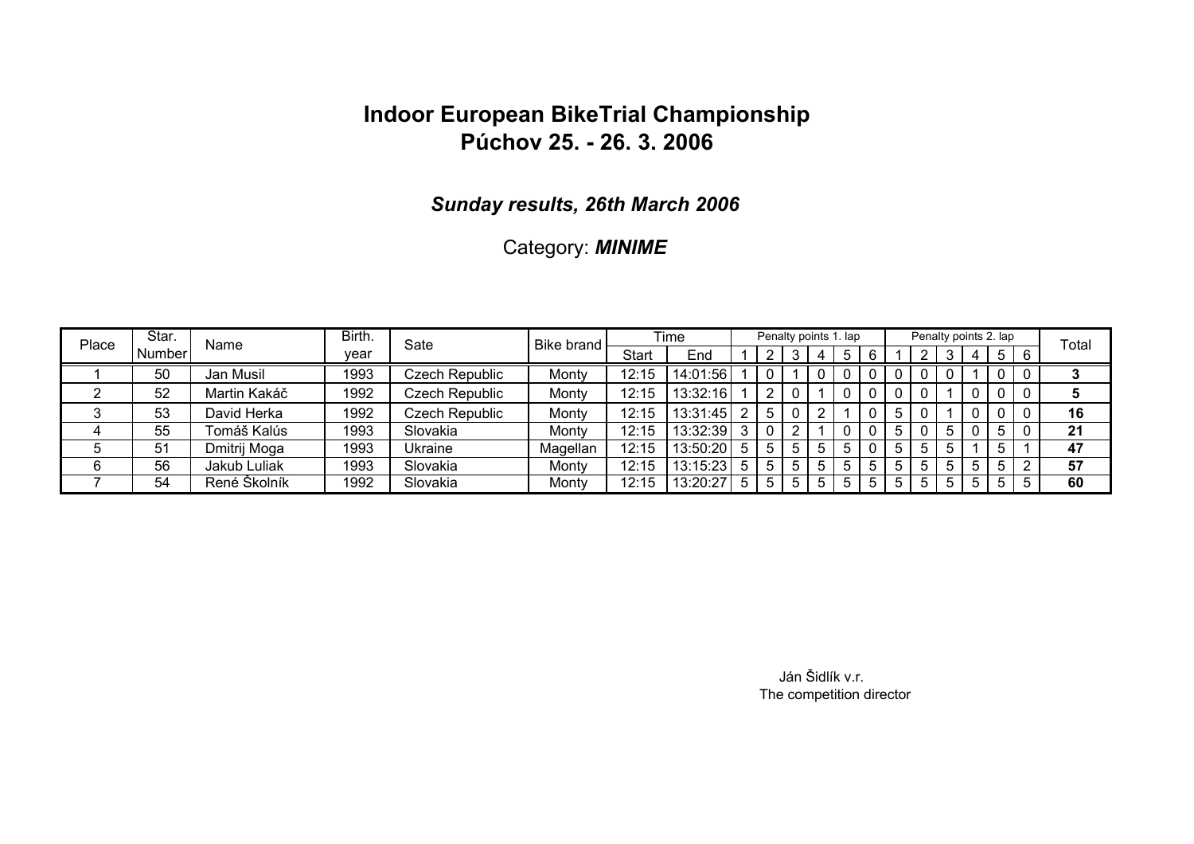# Indoor European BikeTrial Championship
# Púchov 25. - 26. 3. 2006

### *Sunday results, 26th March 2006*

Category: ***MINIME***

| Place | Star. Number | Name | Birth. year | Sate | Bike brand | Time | | Penalty points 1. lap | | | | | | Penalty points 2. lap | | | | | | Total |
|---|---|---|---|---|---|---|---|---|---|---|---|---|---|---|---|---|---|---|---|---|
| | | | | | | Start | End | 1 | 2 | 3 | 4 | 5 | 6 | 1 | 2 | 3 | 4 | 5 | 6 | |
| 1 | 50 | Jan Musil | 1993 | Czech Republic | Monty | 12:15 | 14:01:56 | 1 | 0 | 1 | 0 | 0 | 0 | 0 | 0 | 0 | 1 | 0 | 0 | **3** |
| 2 | 52 | Martin Kakáč | 1992 | Czech Republic | Monty | 12:15 | 13:32:16 | 1 | 2 | 0 | 1 | 0 | 0 | 0 | 0 | 1 | 0 | 0 | 0 | **5** |
| 3 | 53 | David Herka | 1992 | Czech Republic | Monty | 12:15 | 13:31:45 | 2 | 5 | 0 | 2 | 1 | 0 | 5 | 0 | 1 | 0 | 0 | 0 | **16** |
| 4 | 55 | Tomáš Kalús | 1993 | Slovakia | Monty | 12:15 | 13:32:39 | 3 | 0 | 2 | 1 | 0 | 0 | 5 | 0 | 5 | 0 | 5 | 0 | **21** |
| 5 | 51 | Dmitrij Moga | 1993 | Ukraine | Magellan | 12:15 | 13:50:20 | 5 | 5 | 5 | 5 | 5 | 0 | 5 | 5 | 5 | 1 | 5 | 1 | **47** |
| 6 | 56 | Jakub Luliak | 1993 | Slovakia | Monty | 12:15 | 13:15:23 | 5 | 5 | 5 | 5 | 5 | 5 | 5 | 5 | 5 | 5 | 5 | 2 | **57** |
| 7 | 54 | René Školník | 1992 | Slovakia | Monty | 12:15 | 13:20:27 | 5 | 5 | 5 | 5 | 5 | 5 | 5 | 5 | 5 | 5 | 5 | 5 | **60** |

Ján Šidlík v.r.
The competition director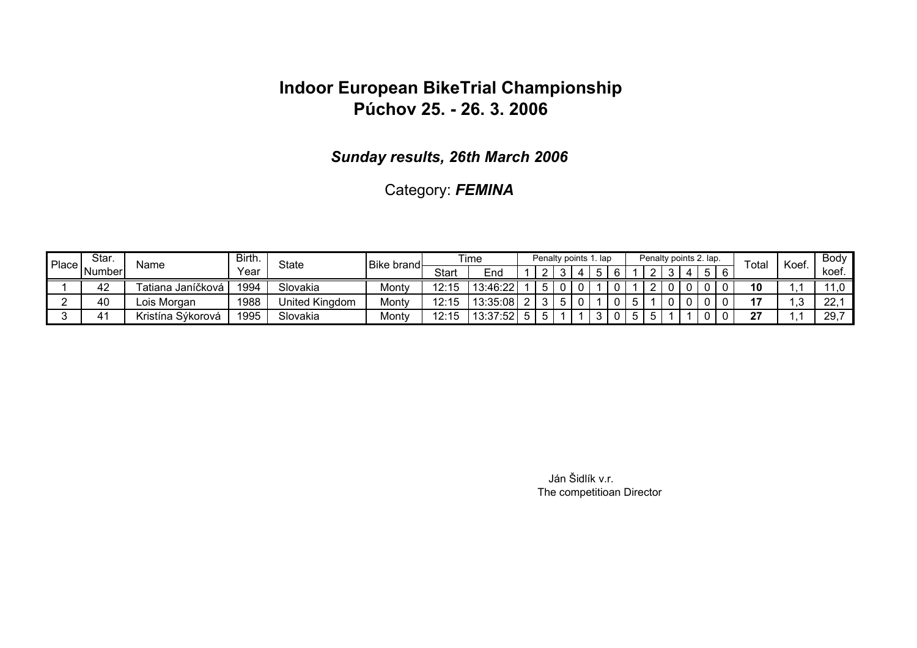# Indoor European BikeTrial Championship
# Púchov 25. - 26. 3. 2006

### *Sunday results, 26th March 2006*

Category: ***FEMINA***

| Place | Star. Number | Name | Birth. Year | State | Bike brand | Time | | Penalty points 1. lap | | | | | | Penalty points 2. lap. | | | | | | Total | Koef. | Body koef. |
|---|---|---|---|---|---|---|---|---|---|---|---|---|---|---|---|---|---|---|---|---|---|---|
| | | | | | | Start | End | 1 | 2 | 3 | 4 | 5 | 6 | 1 | 2 | 3 | 4 | 5 | 6 | | | |
| 1 | 42 | Tatiana Janíčková | 1994 | Slovakia | Monty | 12:15 | 13:46:22 | 1 | 5 | 0 | 0 | 1 | 0 | 1 | 2 | 0 | 0 | 0 | 0 | **10** | 1,1 | 11,0 |
| 2 | 40 | Lois Morgan | 1988 | United Kingdom | Monty | 12:15 | 13:35:08 | 2 | 3 | 5 | 0 | 1 | 0 | 5 | 1 | 0 | 0 | 0 | 0 | **17** | 1,3 | 22,1 |
| 3 | 41 | Kristína Sýkorová | 1995 | Slovakia | Monty | 12:15 | 13:37:52 | 5 | 5 | 1 | 1 | 3 | 0 | 5 | 5 | 1 | 1 | 0 | 0 | **27** | 1,1 | 29,7 |

Ján Šidlík v.r.
The competitioan Director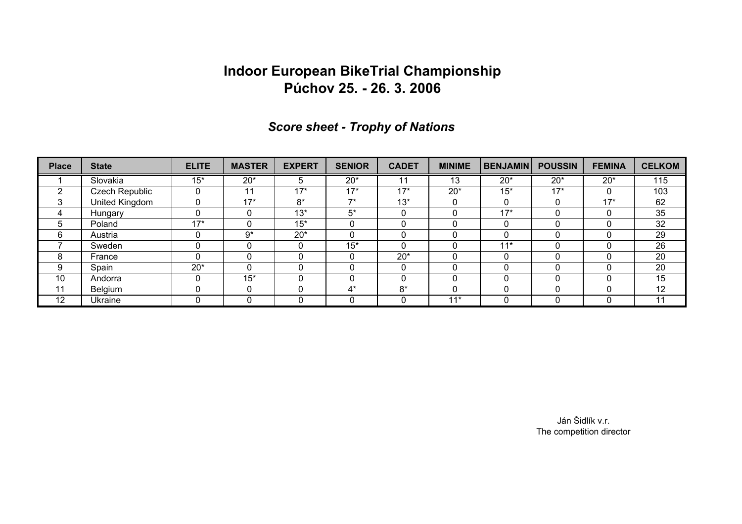# Indoor European BikeTrial Championship
# Púchov 25. - 26. 3. 2006

### *Score sheet - Trophy of Nations*

| Place | State | ELITE | MASTER | EXPERT | SENIOR | CADET | MINIME | BENJAMIN | POUSSIN | FEMINA | CELKOM |
|---|---|---|---|---|---|---|---|---|---|---|---|
| 1 | Slovakia | 15* | 20* | 5 | 20* | 11 | 13 | 20* | 20* | 20* | 115 |
| 2 | Czech Republic | 0 | 11 | 17* | 17* | 17* | 20* | 15* | 17* | 0 | 103 |
| 3 | United Kingdom | 0 | 17* | 8* | 7* | 13* | 0 | 0 | 0 | 17* | 62 |
| 4 | Hungary | 0 | 0 | 13* | 5* | 0 | 0 | 17* | 0 | 0 | 35 |
| 5 | Poland | 17* | 0 | 15* | 0 | 0 | 0 | 0 | 0 | 0 | 32 |
| 6 | Austria | 0 | 9* | 20* | 0 | 0 | 0 | 0 | 0 | 0 | 29 |
| 7 | Sweden | 0 | 0 | 0 | 15* | 0 | 0 | 11* | 0 | 0 | 26 |
| 8 | France | 0 | 0 | 0 | 0 | 20* | 0 | 0 | 0 | 0 | 20 |
| 9 | Spain | 20* | 0 | 0 | 0 | 0 | 0 | 0 | 0 | 0 | 20 |
| 10 | Andorra | 0 | 15* | 0 | 0 | 0 | 0 | 0 | 0 | 0 | 15 |
| 11 | Belgium | 0 | 0 | 0 | 4* | 8* | 0 | 0 | 0 | 0 | 12 |
| 12 | Ukraine | 0 | 0 | 0 | 0 | 0 | 11* | 0 | 0 | 0 | 11 |

Ján Šidlík v.r.
The competition director